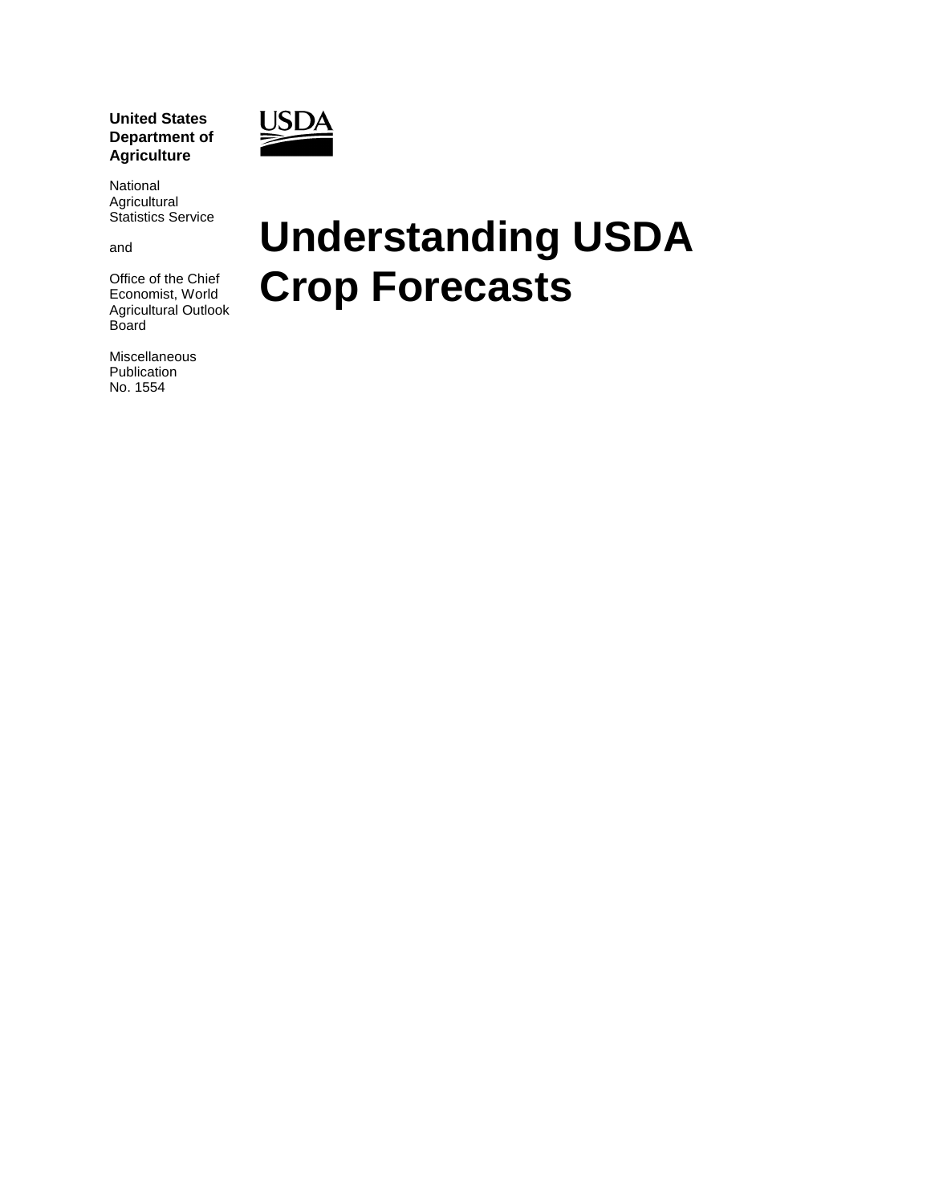**United States Department of Agriculture**

National Agricultural Statistics Service

and

Office of the Chief Economist, World Agricultural Outlook Board

Miscellaneous Publication No. 1554

USDA

# Understanding USDA Crop Forecasts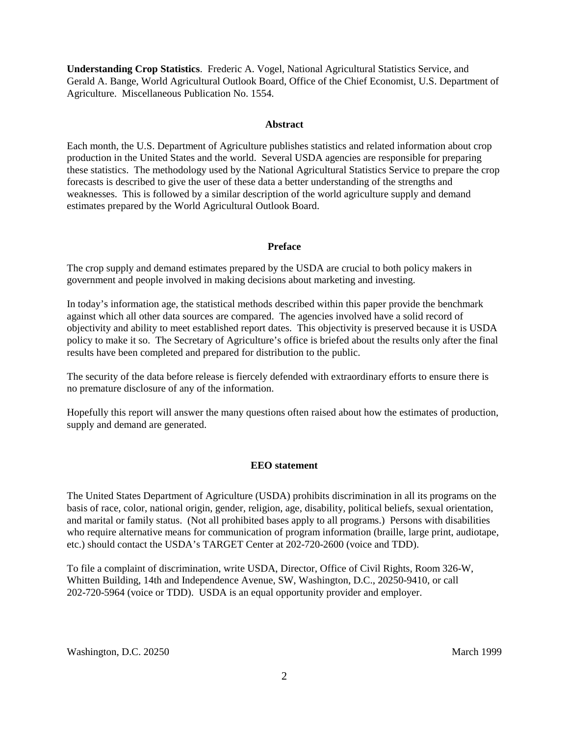**Understanding Crop Statistics**. Frederic A. Vogel, National Agricultural Statistics Service, and Gerald A. Bange, World Agricultural Outlook Board, Office of the Chief Economist, U.S. Department of Agriculture. Miscellaneous Publication No. 1554.

## Abstract

Each month, the U.S. Department of Agriculture publishes statistics and related information about crop production in the United States and the world. Several USDA agencies are responsible for preparing these statistics. The methodology used by the National Agricultural Statistics Service to prepare the crop forecasts is described to give the user of these data a better understanding of the strengths and weaknesses. This is followed by a similar description of the world agriculture supply and demand estimates prepared by the World Agricultural Outlook Board.

## Preface

The crop supply and demand estimates prepared by the USDA are crucial to both policy makers in government and people involved in making decisions about marketing and investing.

In today's information age, the statistical methods described within this paper provide the benchmark against which all other data sources are compared. The agencies involved have a solid record of objectivity and ability to meet established report dates. This objectivity is preserved because it is USDA policy to make it so. The Secretary of Agriculture's office is briefed about the results only after the final results have been completed and prepared for distribution to the public.

The security of the data before release is fiercely defended with extraordinary efforts to ensure there is no premature disclosure of any of the information.

Hopefully this report will answer the many questions often raised about how the estimates of production, supply and demand are generated.

## EEO statement

The United States Department of Agriculture (USDA) prohibits discrimination in all its programs on the basis of race, color, national origin, gender, religion, age, disability, political beliefs, sexual orientation, and marital or family status. (Not all prohibited bases apply to all programs.) Persons with disabilities who require alternative means for communication of program information (braille, large print, audiotape, etc.) should contact the USDA's TARGET Center at 202-720-2600 (voice and TDD).

To file a complaint of discrimination, write USDA, Director, Office of Civil Rights, Room 326-W, Whitten Building, 14th and Independence Avenue, SW, Washington, D.C., 20250-9410, or call 202-720-5964 (voice or TDD). USDA is an equal opportunity provider and employer.

Washington, D.C. 20250 March 1999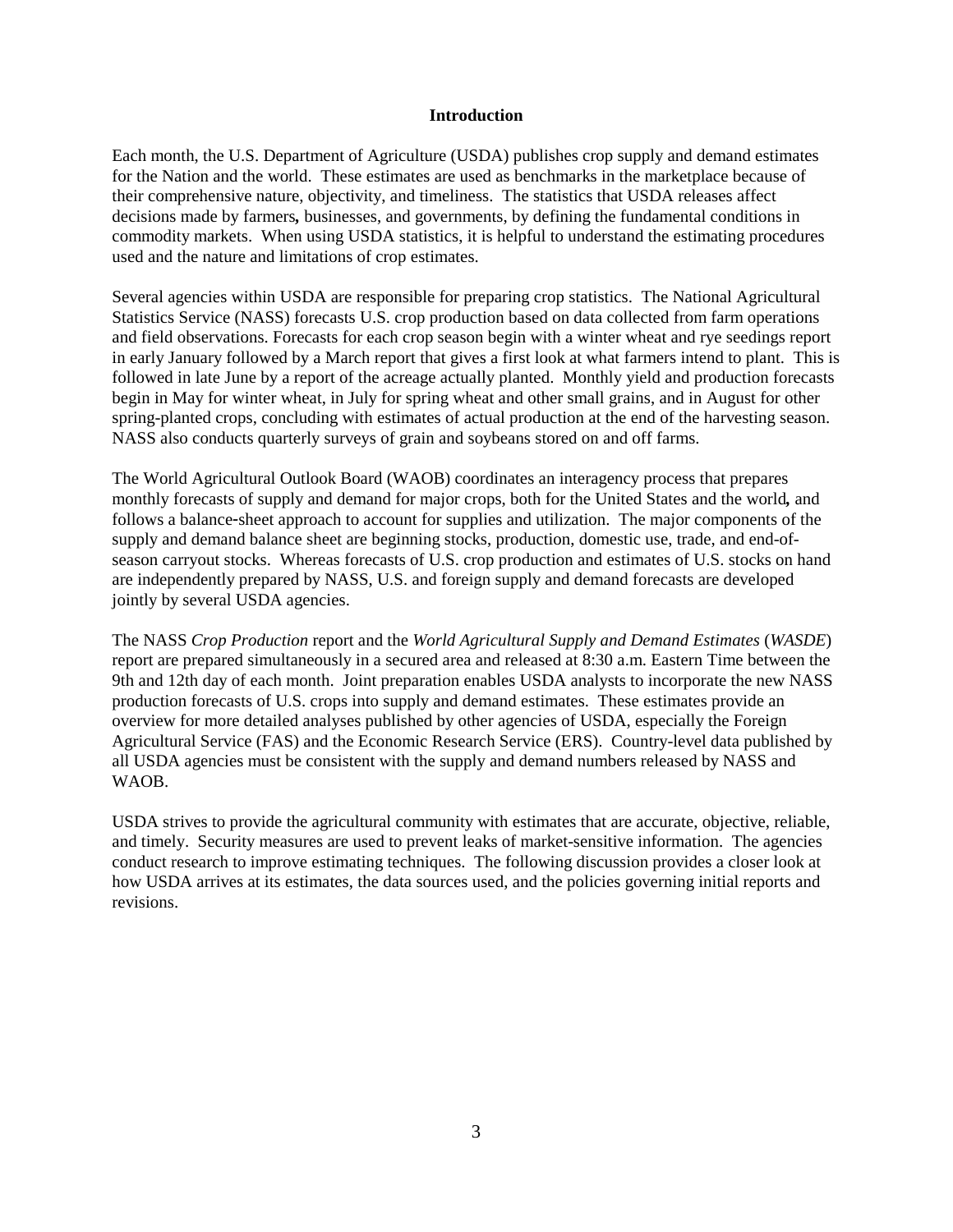## Introduction

Each month, the U.S. Department of Agriculture (USDA) publishes crop supply and demand estimates for the Nation and the world. These estimates are used as benchmarks in the marketplace because of their comprehensive nature, objectivity, and timeliness. The statistics that USDA releases affect decisions made by farmers**,** businesses, and governments, by defining the fundamental conditions in commodity markets. When using USDA statistics, it is helpful to understand the estimating procedures used and the nature and limitations of crop estimates.

Several agencies within USDA are responsible for preparing crop statistics. The National Agricultural Statistics Service (NASS) forecasts U.S. crop production based on data collected from farm operations and field observations. Forecasts for each crop season begin with a winter wheat and rye seedings report in early January followed by a March report that gives a first look at what farmers intend to plant. This is followed in late June by a report of the acreage actually planted. Monthly yield and production forecasts begin in May for winter wheat, in July for spring wheat and other small grains, and in August for other spring-planted crops, concluding with estimates of actual production at the end of the harvesting season. NASS also conducts quarterly surveys of grain and soybeans stored on and off farms.

The World Agricultural Outlook Board (WAOB) coordinates an interagency process that prepares monthly forecasts of supply and demand for major crops, both for the United States and the world**,** and follows a balance-sheet approach to account for supplies and utilization. The major components of the supply and demand balance sheet are beginning stocks, production, domestic use, trade, and end-of-season carryout stocks. Whereas forecasts of U.S. crop production and estimates of U.S. stocks on hand are independently prepared by NASS, U.S. and foreign supply and demand forecasts are developed jointly by several USDA agencies.

The NASS *Crop Production* report and the *World Agricultural Supply and Demand Estimates* (*WASDE*) report are prepared simultaneously in a secured area and released at 8:30 a.m. Eastern Time between the 9th and 12th day of each month. Joint preparation enables USDA analysts to incorporate the new NASS production forecasts of U.S. crops into supply and demand estimates. These estimates provide an overview for more detailed analyses published by other agencies of USDA, especially the Foreign Agricultural Service (FAS) and the Economic Research Service (ERS). Country-level data published by all USDA agencies must be consistent with the supply and demand numbers released by NASS and WAOB.

USDA strives to provide the agricultural community with estimates that are accurate, objective, reliable, and timely. Security measures are used to prevent leaks of market-sensitive information. The agencies conduct research to improve estimating techniques. The following discussion provides a closer look at how USDA arrives at its estimates, the data sources used, and the policies governing initial reports and revisions.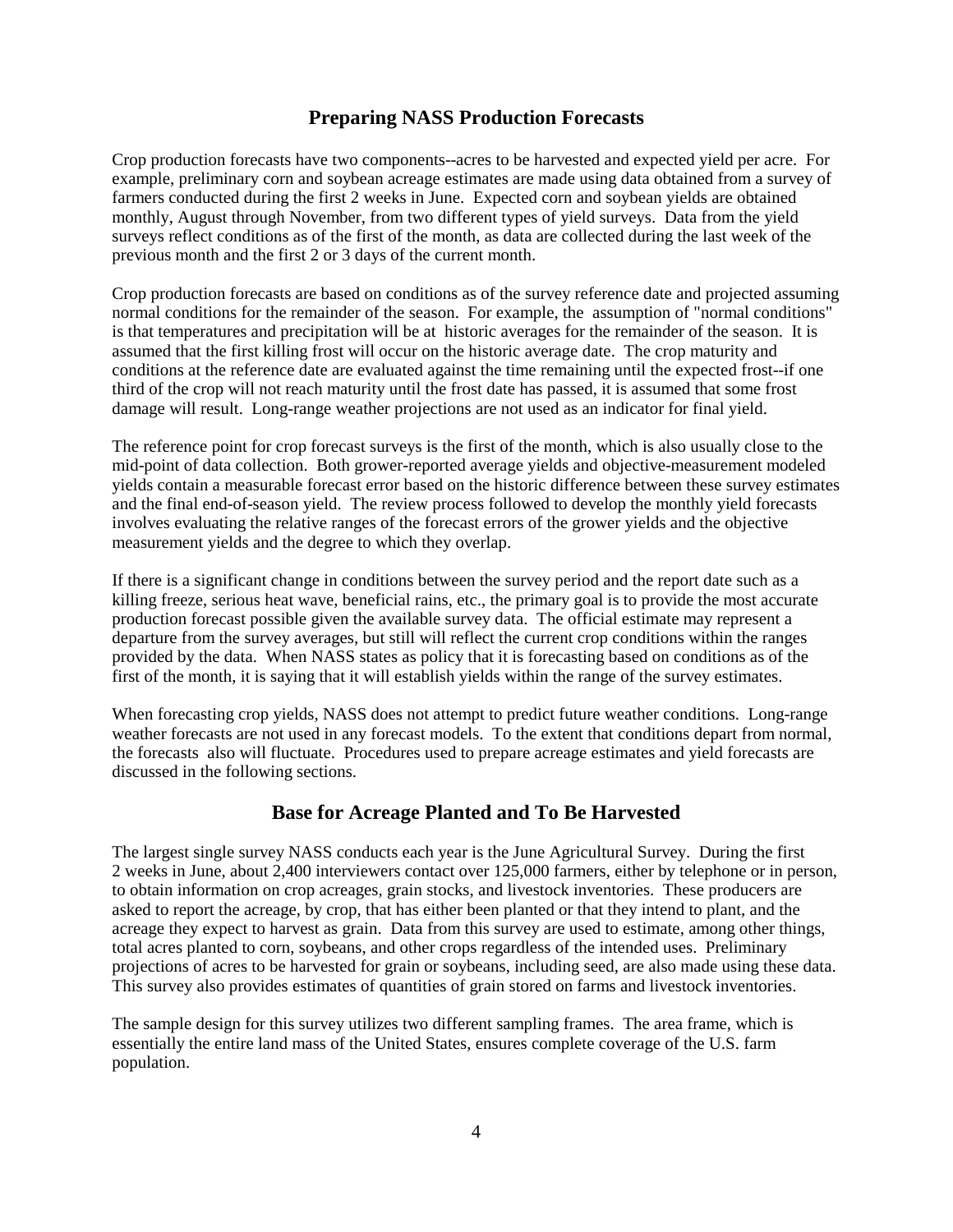## Preparing NASS Production Forecasts

Crop production forecasts have two components--acres to be harvested and expected yield per acre. For example, preliminary corn and soybean acreage estimates are made using data obtained from a survey of farmers conducted during the first 2 weeks in June. Expected corn and soybean yields are obtained monthly, August through November, from two different types of yield surveys. Data from the yield surveys reflect conditions as of the first of the month, as data are collected during the last week of the previous month and the first 2 or 3 days of the current month.

Crop production forecasts are based on conditions as of the survey reference date and projected assuming normal conditions for the remainder of the season. For example, the assumption of "normal conditions" is that temperatures and precipitation will be at historic averages for the remainder of the season. It is assumed that the first killing frost will occur on the historic average date. The crop maturity and conditions at the reference date are evaluated against the time remaining until the expected frost--if one third of the crop will not reach maturity until the frost date has passed, it is assumed that some frost damage will result. Long-range weather projections are not used as an indicator for final yield.

The reference point for crop forecast surveys is the first of the month, which is also usually close to the mid-point of data collection. Both grower-reported average yields and objective-measurement modeled yields contain a measurable forecast error based on the historic difference between these survey estimates and the final end-of-season yield. The review process followed to develop the monthly yield forecasts involves evaluating the relative ranges of the forecast errors of the grower yields and the objective measurement yields and the degree to which they overlap.

If there is a significant change in conditions between the survey period and the report date such as a killing freeze, serious heat wave, beneficial rains, etc., the primary goal is to provide the most accurate production forecast possible given the available survey data. The official estimate may represent a departure from the survey averages, but still will reflect the current crop conditions within the ranges provided by the data. When NASS states as policy that it is forecasting based on conditions as of the first of the month, it is saying that it will establish yields within the range of the survey estimates.

When forecasting crop yields, NASS does not attempt to predict future weather conditions. Long-range weather forecasts are not used in any forecast models. To the extent that conditions depart from normal, the forecasts also will fluctuate. Procedures used to prepare acreage estimates and yield forecasts are discussed in the following sections.

## Base for Acreage Planted and To Be Harvested

The largest single survey NASS conducts each year is the June Agricultural Survey. During the first 2 weeks in June, about 2,400 interviewers contact over 125,000 farmers, either by telephone or in person, to obtain information on crop acreages, grain stocks, and livestock inventories. These producers are asked to report the acreage, by crop, that has either been planted or that they intend to plant, and the acreage they expect to harvest as grain. Data from this survey are used to estimate, among other things, total acres planted to corn, soybeans, and other crops regardless of the intended uses. Preliminary projections of acres to be harvested for grain or soybeans, including seed, are also made using these data. This survey also provides estimates of quantities of grain stored on farms and livestock inventories.

The sample design for this survey utilizes two different sampling frames. The area frame, which is essentially the entire land mass of the United States, ensures complete coverage of the U.S. farm population.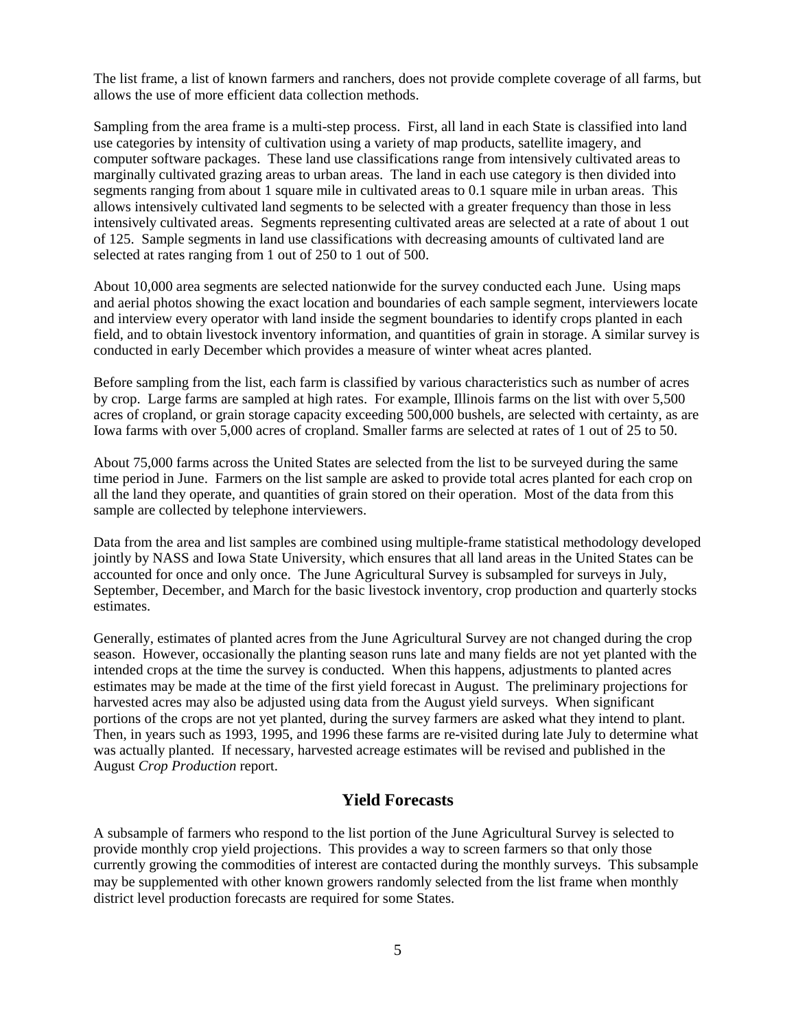The list frame, a list of known farmers and ranchers, does not provide complete coverage of all farms, but allows the use of more efficient data collection methods.

Sampling from the area frame is a multi-step process. First, all land in each State is classified into land use categories by intensity of cultivation using a variety of map products, satellite imagery, and computer software packages. These land use classifications range from intensively cultivated areas to marginally cultivated grazing areas to urban areas. The land in each use category is then divided into segments ranging from about 1 square mile in cultivated areas to 0.1 square mile in urban areas. This allows intensively cultivated land segments to be selected with a greater frequency than those in less intensively cultivated areas. Segments representing cultivated areas are selected at a rate of about 1 out of 125. Sample segments in land use classifications with decreasing amounts of cultivated land are selected at rates ranging from 1 out of 250 to 1 out of 500.

About 10,000 area segments are selected nationwide for the survey conducted each June. Using maps and aerial photos showing the exact location and boundaries of each sample segment, interviewers locate and interview every operator with land inside the segment boundaries to identify crops planted in each field, and to obtain livestock inventory information, and quantities of grain in storage. A similar survey is conducted in early December which provides a measure of winter wheat acres planted.

Before sampling from the list, each farm is classified by various characteristics such as number of acres by crop. Large farms are sampled at high rates. For example, Illinois farms on the list with over 5,500 acres of cropland, or grain storage capacity exceeding 500,000 bushels, are selected with certainty, as are Iowa farms with over 5,000 acres of cropland. Smaller farms are selected at rates of 1 out of 25 to 50.

About 75,000 farms across the United States are selected from the list to be surveyed during the same time period in June. Farmers on the list sample are asked to provide total acres planted for each crop on all the land they operate, and quantities of grain stored on their operation. Most of the data from this sample are collected by telephone interviewers.

Data from the area and list samples are combined using multiple-frame statistical methodology developed jointly by NASS and Iowa State University, which ensures that all land areas in the United States can be accounted for once and only once. The June Agricultural Survey is subsampled for surveys in July, September, December, and March for the basic livestock inventory, crop production and quarterly stocks estimates.

Generally, estimates of planted acres from the June Agricultural Survey are not changed during the crop season. However, occasionally the planting season runs late and many fields are not yet planted with the intended crops at the time the survey is conducted. When this happens, adjustments to planted acres estimates may be made at the time of the first yield forecast in August. The preliminary projections for harvested acres may also be adjusted using data from the August yield surveys. When significant portions of the crops are not yet planted, during the survey farmers are asked what they intend to plant. Then, in years such as 1993, 1995, and 1996 these farms are re-visited during late July to determine what was actually planted. If necessary, harvested acreage estimates will be revised and published in the August *Crop Production* report.

## Yield Forecasts

A subsample of farmers who respond to the list portion of the June Agricultural Survey is selected to provide monthly crop yield projections. This provides a way to screen farmers so that only those currently growing the commodities of interest are contacted during the monthly surveys. This subsample may be supplemented with other known growers randomly selected from the list frame when monthly district level production forecasts are required for some States.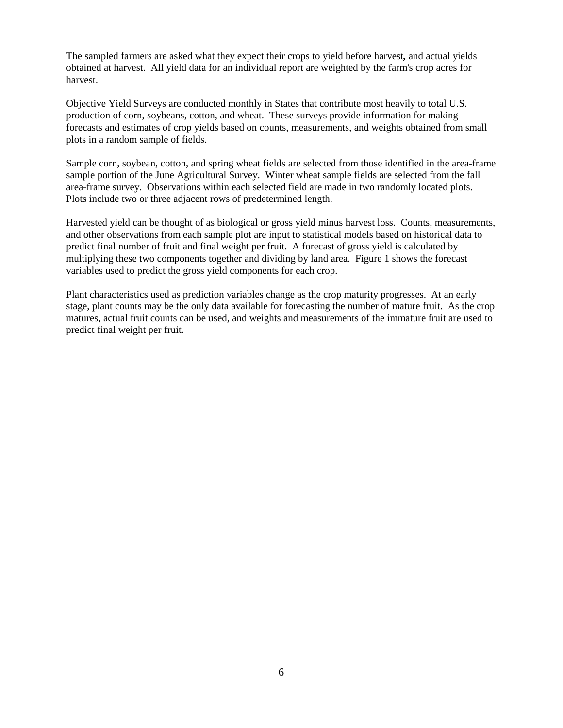The sampled farmers are asked what they expect their crops to yield before harvest**,** and actual yields obtained at harvest. All yield data for an individual report are weighted by the farm's crop acres for harvest.

Objective Yield Surveys are conducted monthly in States that contribute most heavily to total U.S. production of corn, soybeans, cotton, and wheat. These surveys provide information for making forecasts and estimates of crop yields based on counts, measurements, and weights obtained from small plots in a random sample of fields.

Sample corn, soybean, cotton, and spring wheat fields are selected from those identified in the area-frame sample portion of the June Agricultural Survey. Winter wheat sample fields are selected from the fall area-frame survey. Observations within each selected field are made in two randomly located plots. Plots include two or three adjacent rows of predetermined length.

Harvested yield can be thought of as biological or gross yield minus harvest loss. Counts, measurements, and other observations from each sample plot are input to statistical models based on historical data to predict final number of fruit and final weight per fruit. A forecast of gross yield is calculated by multiplying these two components together and dividing by land area. Figure 1 shows the forecast variables used to predict the gross yield components for each crop.

Plant characteristics used as prediction variables change as the crop maturity progresses. At an early stage, plant counts may be the only data available for forecasting the number of mature fruit. As the crop matures, actual fruit counts can be used, and weights and measurements of the immature fruit are used to predict final weight per fruit.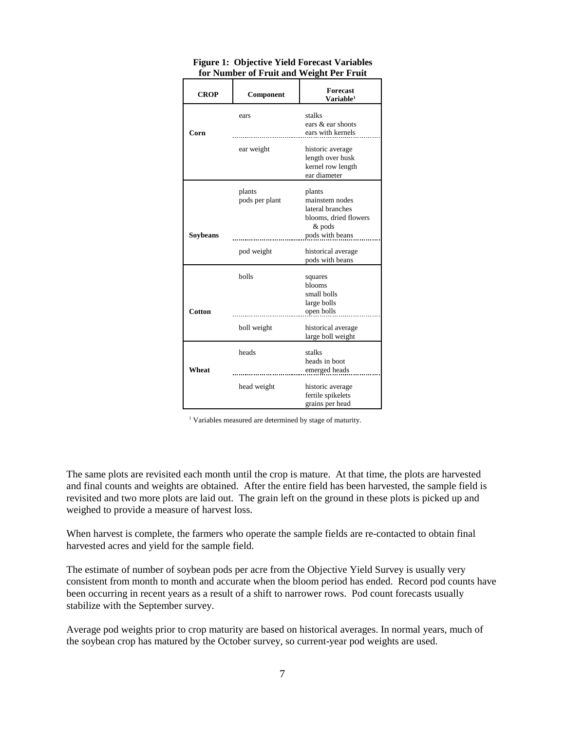**Figure 1: Objective Yield Forecast Variables for Number of Fruit and Weight Per Fruit**

| CROP | Component | Forecast Variable[1] |
|---|---|---|
| Corn | ears | stalks<br>ears & ear shoots<br>ears with kernels |
| | ear weight | historic average<br>length over husk<br>kernel row length<br>ear diameter |
| Soybeans | plants<br>pods per plant | plants<br>mainstem nodes<br>lateral branches<br>blooms, dried flowers & pods<br>pods with beans |
| | pod weight | historical average<br>pods with beans |
| Cotton | bolls | squares<br>blooms<br>small bolls<br>large bolls<br>open bolls |
| | boll weight | historical average<br>large boll weight |
| Wheat | heads | stalks<br>heads in boot<br>emerged heads |
| | head weight | historic average<br>fertile spikelets<br>grains per head |

[1] Variables measured are determined by stage of maturity.

The same plots are revisited each month until the crop is mature. At that time, the plots are harvested and final counts and weights are obtained. After the entire field has been harvested, the sample field is revisited and two more plots are laid out. The grain left on the ground in these plots is picked up and weighed to provide a measure of harvest loss.

When harvest is complete, the farmers who operate the sample fields are re-contacted to obtain final harvested acres and yield for the sample field.

The estimate of number of soybean pods per acre from the Objective Yield Survey is usually very consistent from month to month and accurate when the bloom period has ended. Record pod counts have been occurring in recent years as a result of a shift to narrower rows. Pod count forecasts usually stabilize with the September survey.

Average pod weights prior to crop maturity are based on historical averages. In normal years, much of the soybean crop has matured by the October survey, so current-year pod weights are used.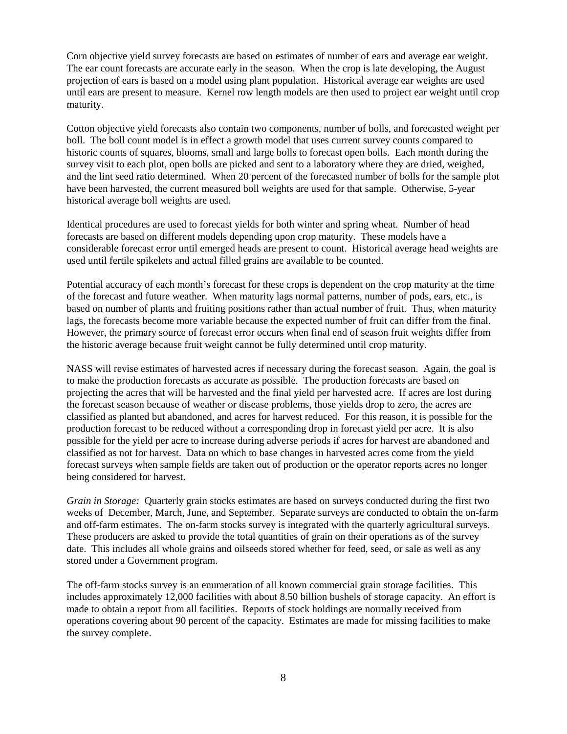Corn objective yield survey forecasts are based on estimates of number of ears and average ear weight. The ear count forecasts are accurate early in the season. When the crop is late developing, the August projection of ears is based on a model using plant population. Historical average ear weights are used until ears are present to measure. Kernel row length models are then used to project ear weight until crop maturity.

Cotton objective yield forecasts also contain two components, number of bolls, and forecasted weight per boll. The boll count model is in effect a growth model that uses current survey counts compared to historic counts of squares, blooms, small and large bolls to forecast open bolls. Each month during the survey visit to each plot, open bolls are picked and sent to a laboratory where they are dried, weighed, and the lint seed ratio determined. When 20 percent of the forecasted number of bolls for the sample plot have been harvested, the current measured boll weights are used for that sample. Otherwise, 5-year historical average boll weights are used.

Identical procedures are used to forecast yields for both winter and spring wheat. Number of head forecasts are based on different models depending upon crop maturity. These models have a considerable forecast error until emerged heads are present to count. Historical average head weights are used until fertile spikelets and actual filled grains are available to be counted.

Potential accuracy of each month's forecast for these crops is dependent on the crop maturity at the time of the forecast and future weather. When maturity lags normal patterns, number of pods, ears, etc., is based on number of plants and fruiting positions rather than actual number of fruit. Thus, when maturity lags, the forecasts become more variable because the expected number of fruit can differ from the final. However, the primary source of forecast error occurs when final end of season fruit weights differ from the historic average because fruit weight cannot be fully determined until crop maturity.

NASS will revise estimates of harvested acres if necessary during the forecast season. Again, the goal is to make the production forecasts as accurate as possible. The production forecasts are based on projecting the acres that will be harvested and the final yield per harvested acre. If acres are lost during the forecast season because of weather or disease problems, those yields drop to zero, the acres are classified as planted but abandoned, and acres for harvest reduced. For this reason, it is possible for the production forecast to be reduced without a corresponding drop in forecast yield per acre. It is also possible for the yield per acre to increase during adverse periods if acres for harvest are abandoned and classified as not for harvest. Data on which to base changes in harvested acres come from the yield forecast surveys when sample fields are taken out of production or the operator reports acres no longer being considered for harvest.

*Grain in Storage:* Quarterly grain stocks estimates are based on surveys conducted during the first two weeks of December, March, June, and September. Separate surveys are conducted to obtain the on-farm and off-farm estimates. The on-farm stocks survey is integrated with the quarterly agricultural surveys. These producers are asked to provide the total quantities of grain on their operations as of the survey date. This includes all whole grains and oilseeds stored whether for feed, seed, or sale as well as any stored under a Government program.

The off-farm stocks survey is an enumeration of all known commercial grain storage facilities. This includes approximately 12,000 facilities with about 8.50 billion bushels of storage capacity. An effort is made to obtain a report from all facilities. Reports of stock holdings are normally received from operations covering about 90 percent of the capacity. Estimates are made for missing facilities to make the survey complete.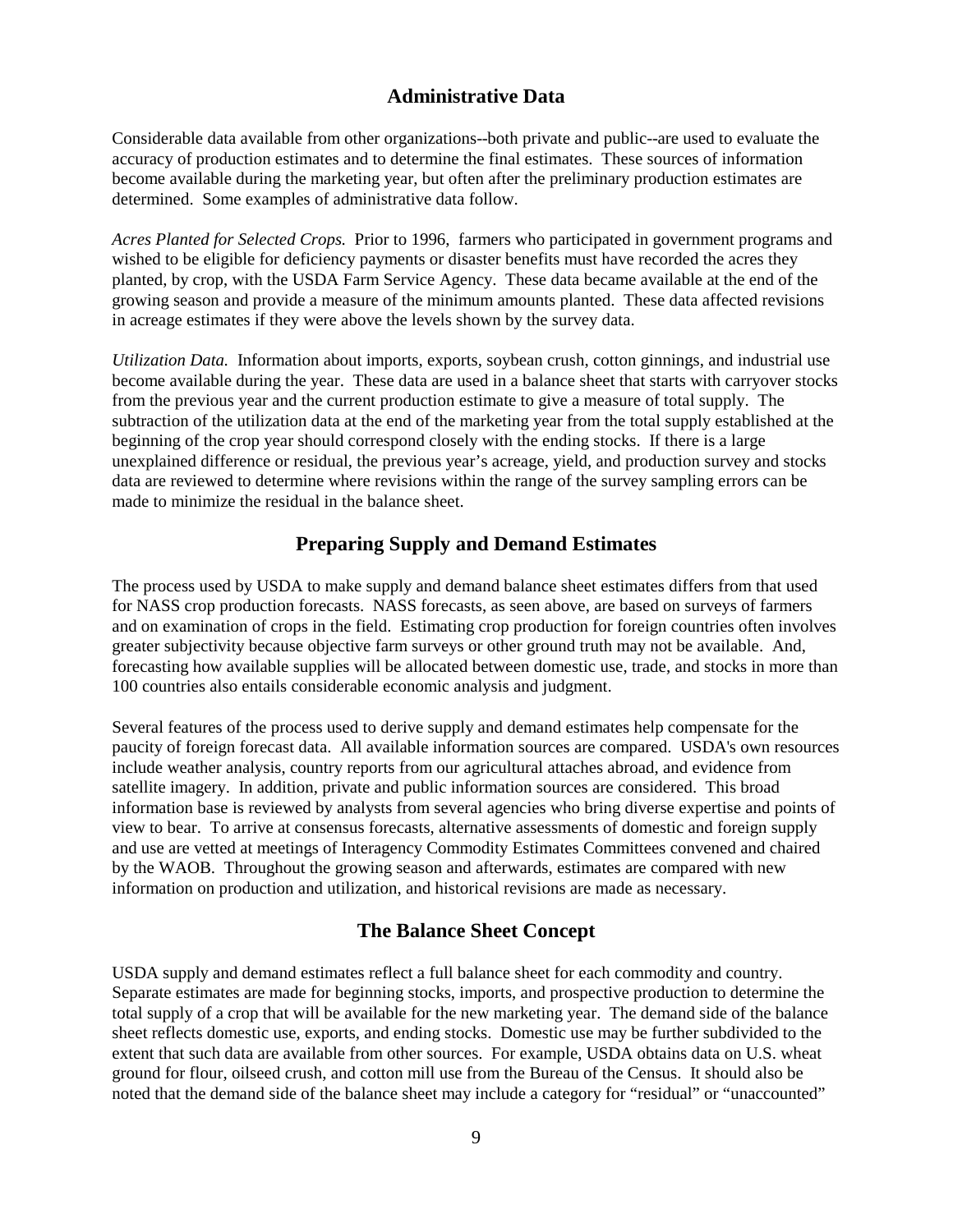## Administrative Data

Considerable data available from other organizations--both private and public--are used to evaluate the accuracy of production estimates and to determine the final estimates. These sources of information become available during the marketing year, but often after the preliminary production estimates are determined. Some examples of administrative data follow.

*Acres Planted for Selected Crops.* Prior to 1996, farmers who participated in government programs and wished to be eligible for deficiency payments or disaster benefits must have recorded the acres they planted, by crop, with the USDA Farm Service Agency. These data became available at the end of the growing season and provide a measure of the minimum amounts planted. These data affected revisions in acreage estimates if they were above the levels shown by the survey data.

*Utilization Data.* Information about imports, exports, soybean crush, cotton ginnings, and industrial use become available during the year. These data are used in a balance sheet that starts with carryover stocks from the previous year and the current production estimate to give a measure of total supply. The subtraction of the utilization data at the end of the marketing year from the total supply established at the beginning of the crop year should correspond closely with the ending stocks. If there is a large unexplained difference or residual, the previous year's acreage, yield, and production survey and stocks data are reviewed to determine where revisions within the range of the survey sampling errors can be made to minimize the residual in the balance sheet.

## Preparing Supply and Demand Estimates

The process used by USDA to make supply and demand balance sheet estimates differs from that used for NASS crop production forecasts. NASS forecasts, as seen above, are based on surveys of farmers and on examination of crops in the field. Estimating crop production for foreign countries often involves greater subjectivity because objective farm surveys or other ground truth may not be available. And, forecasting how available supplies will be allocated between domestic use, trade, and stocks in more than 100 countries also entails considerable economic analysis and judgment.

Several features of the process used to derive supply and demand estimates help compensate for the paucity of foreign forecast data. All available information sources are compared. USDA's own resources include weather analysis, country reports from our agricultural attaches abroad, and evidence from satellite imagery. In addition, private and public information sources are considered. This broad information base is reviewed by analysts from several agencies who bring diverse expertise and points of view to bear. To arrive at consensus forecasts, alternative assessments of domestic and foreign supply and use are vetted at meetings of Interagency Commodity Estimates Committees convened and chaired by the WAOB. Throughout the growing season and afterwards, estimates are compared with new information on production and utilization, and historical revisions are made as necessary.

## The Balance Sheet Concept

USDA supply and demand estimates reflect a full balance sheet for each commodity and country. Separate estimates are made for beginning stocks, imports, and prospective production to determine the total supply of a crop that will be available for the new marketing year. The demand side of the balance sheet reflects domestic use, exports, and ending stocks. Domestic use may be further subdivided to the extent that such data are available from other sources. For example, USDA obtains data on U.S. wheat ground for flour, oilseed crush, and cotton mill use from the Bureau of the Census. It should also be noted that the demand side of the balance sheet may include a category for "residual" or "unaccounted"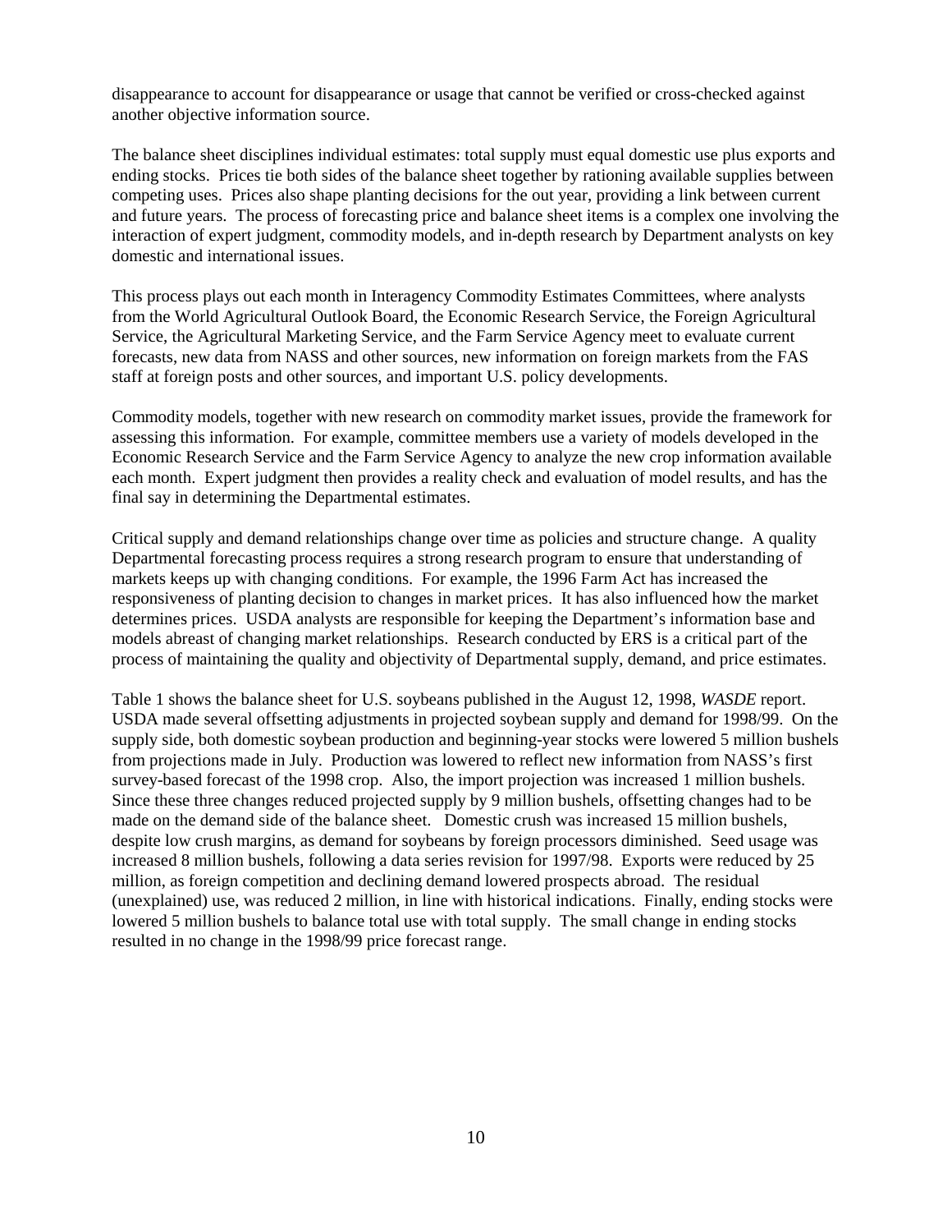disappearance to account for disappearance or usage that cannot be verified or cross-checked against another objective information source.

The balance sheet disciplines individual estimates: total supply must equal domestic use plus exports and ending stocks. Prices tie both sides of the balance sheet together by rationing available supplies between competing uses. Prices also shape planting decisions for the out year, providing a link between current and future years. The process of forecasting price and balance sheet items is a complex one involving the interaction of expert judgment, commodity models, and in-depth research by Department analysts on key domestic and international issues.

This process plays out each month in Interagency Commodity Estimates Committees, where analysts from the World Agricultural Outlook Board, the Economic Research Service, the Foreign Agricultural Service, the Agricultural Marketing Service, and the Farm Service Agency meet to evaluate current forecasts, new data from NASS and other sources, new information on foreign markets from the FAS staff at foreign posts and other sources, and important U.S. policy developments.

Commodity models, together with new research on commodity market issues, provide the framework for assessing this information. For example, committee members use a variety of models developed in the Economic Research Service and the Farm Service Agency to analyze the new crop information available each month. Expert judgment then provides a reality check and evaluation of model results, and has the final say in determining the Departmental estimates.

Critical supply and demand relationships change over time as policies and structure change. A quality Departmental forecasting process requires a strong research program to ensure that understanding of markets keeps up with changing conditions. For example, the 1996 Farm Act has increased the responsiveness of planting decision to changes in market prices. It has also influenced how the market determines prices. USDA analysts are responsible for keeping the Department's information base and models abreast of changing market relationships. Research conducted by ERS is a critical part of the process of maintaining the quality and objectivity of Departmental supply, demand, and price estimates.

Table 1 shows the balance sheet for U.S. soybeans published in the August 12, 1998, *WASDE* report. USDA made several offsetting adjustments in projected soybean supply and demand for 1998/99. On the supply side, both domestic soybean production and beginning-year stocks were lowered 5 million bushels from projections made in July. Production was lowered to reflect new information from NASS's first survey-based forecast of the 1998 crop. Also, the import projection was increased 1 million bushels. Since these three changes reduced projected supply by 9 million bushels, offsetting changes had to be made on the demand side of the balance sheet. Domestic crush was increased 15 million bushels, despite low crush margins, as demand for soybeans by foreign processors diminished. Seed usage was increased 8 million bushels, following a data series revision for 1997/98. Exports were reduced by 25 million, as foreign competition and declining demand lowered prospects abroad. The residual (unexplained) use, was reduced 2 million, in line with historical indications. Finally, ending stocks were lowered 5 million bushels to balance total use with total supply. The small change in ending stocks resulted in no change in the 1998/99 price forecast range.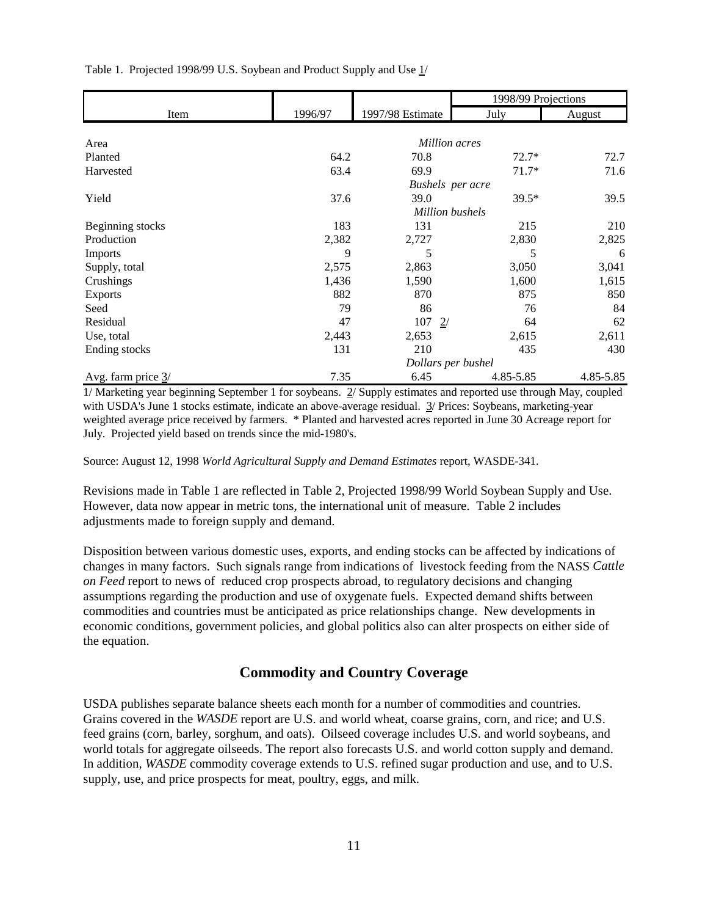Table 1. Projected 1998/99 U.S. Soybean and Product Supply and Use 1/

| Item | 1996/97 | 1997/98 Estimate | 1998/99 Projections | |
|---|---|---|---|---|
| | | | July | August |
| Area | | *Million acres* | | |
| Planted | 64.2 | 70.8 | 72.7* | 72.7 |
| Harvested | 63.4 | 69.9 | 71.7* | 71.6 |
| | | *Bushels per acre* | | |
| Yield | 37.6 | 39.0 | 39.5* | 39.5 |
| | | *Million bushels* | | |
| Beginning stocks | 183 | 131 | 215 | 210 |
| Production | 2,382 | 2,727 | 2,830 | 2,825 |
| Imports | 9 | 5 | 5 | 6 |
| Supply, total | 2,575 | 2,863 | 3,050 | 3,041 |
| Crushings | 1,436 | 1,590 | 1,600 | 1,615 |
| Exports | 882 | 870 | 875 | 850 |
| Seed | 79 | 86 | 76 | 84 |
| Residual | 47 | 107 2/ | 64 | 62 |
| Use, total | 2,443 | 2,653 | 2,615 | 2,611 |
| Ending stocks | 131 | 210 | 435 | 430 |
| | | *Dollars per bushel* | | |
| Avg. farm price 3/ | 7.35 | 6.45 | 4.85-5.85 | 4.85-5.85 |

1/ Marketing year beginning September 1 for soybeans. 2/ Supply estimates and reported use through May, coupled with USDA's June 1 stocks estimate, indicate an above-average residual. 3/ Prices: Soybeans, marketing-year weighted average price received by farmers. * Planted and harvested acres reported in June 30 Acreage report for July. Projected yield based on trends since the mid-1980's.

Source: August 12, 1998 *World Agricultural Supply and Demand Estimates* report, WASDE-341.

Revisions made in Table 1 are reflected in Table 2, Projected 1998/99 World Soybean Supply and Use. However, data now appear in metric tons, the international unit of measure. Table 2 includes adjustments made to foreign supply and demand.

Disposition between various domestic uses, exports, and ending stocks can be affected by indications of changes in many factors. Such signals range from indications of livestock feeding from the NASS *Cattle on Feed* report to news of reduced crop prospects abroad, to regulatory decisions and changing assumptions regarding the production and use of oxygenate fuels. Expected demand shifts between commodities and countries must be anticipated as price relationships change. New developments in economic conditions, government policies, and global politics also can alter prospects on either side of the equation.

## Commodity and Country Coverage

USDA publishes separate balance sheets each month for a number of commodities and countries. Grains covered in the *WASDE* report are U.S. and world wheat, coarse grains, corn, and rice; and U.S. feed grains (corn, barley, sorghum, and oats). Oilseed coverage includes U.S. and world soybeans, and world totals for aggregate oilseeds. The report also forecasts U.S. and world cotton supply and demand. In addition, *WASDE* commodity coverage extends to U.S. refined sugar production and use, and to U.S. supply, use, and price prospects for meat, poultry, eggs, and milk.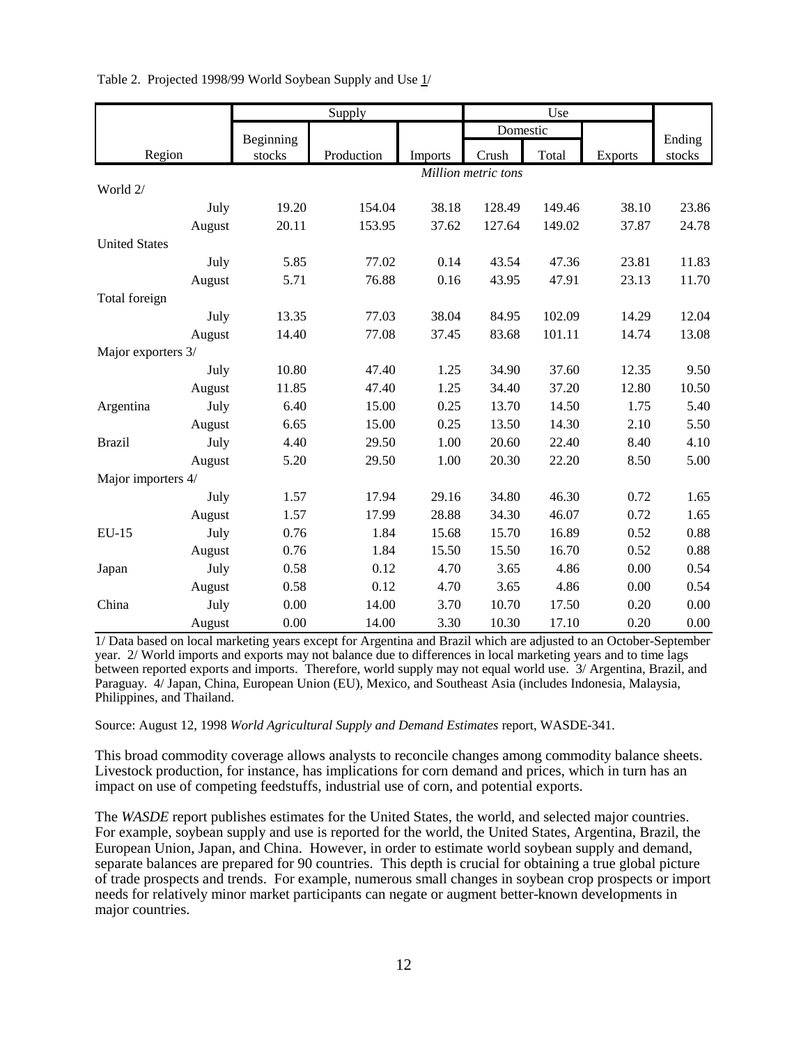Table 2. Projected 1998/99 World Soybean Supply and Use 1/

| Region | | Supply | | | Use | | | |
|---|---|---|---|---|---|---|---|---|
| | | | | | Domestic | | | |
| | | Beginning stocks | Production | Imports | Crush | Total | Exports | Ending stocks |
| | | *Million metric tons* | | | | | | |
| World 2/ | | | | | | | | |
| | July | 19.20 | 154.04 | 38.18 | 128.49 | 149.46 | 38.10 | 23.86 |
| | August | 20.11 | 153.95 | 37.62 | 127.64 | 149.02 | 37.87 | 24.78 |
| United States | | | | | | | | |
| | July | 5.85 | 77.02 | 0.14 | 43.54 | 47.36 | 23.81 | 11.83 |
| | August | 5.71 | 76.88 | 0.16 | 43.95 | 47.91 | 23.13 | 11.70 |
| Total foreign | | | | | | | | |
| | July | 13.35 | 77.03 | 38.04 | 84.95 | 102.09 | 14.29 | 12.04 |
| | August | 14.40 | 77.08 | 37.45 | 83.68 | 101.11 | 14.74 | 13.08 |
| Major exporters 3/ | | | | | | | | |
| | July | 10.80 | 47.40 | 1.25 | 34.90 | 37.60 | 12.35 | 9.50 |
| | August | 11.85 | 47.40 | 1.25 | 34.40 | 37.20 | 12.80 | 10.50 |
| Argentina | July | 6.40 | 15.00 | 0.25 | 13.70 | 14.50 | 1.75 | 5.40 |
| | August | 6.65 | 15.00 | 0.25 | 13.50 | 14.30 | 2.10 | 5.50 |
| Brazil | July | 4.40 | 29.50 | 1.00 | 20.60 | 22.40 | 8.40 | 4.10 |
| | August | 5.20 | 29.50 | 1.00 | 20.30 | 22.20 | 8.50 | 5.00 |
| Major importers 4/ | | | | | | | | |
| | July | 1.57 | 17.94 | 29.16 | 34.80 | 46.30 | 0.72 | 1.65 |
| | August | 1.57 | 17.99 | 28.88 | 34.30 | 46.07 | 0.72 | 1.65 |
| EU-15 | July | 0.76 | 1.84 | 15.68 | 15.70 | 16.89 | 0.52 | 0.88 |
| | August | 0.76 | 1.84 | 15.50 | 15.50 | 16.70 | 0.52 | 0.88 |
| Japan | July | 0.58 | 0.12 | 4.70 | 3.65 | 4.86 | 0.00 | 0.54 |
| | August | 0.58 | 0.12 | 4.70 | 3.65 | 4.86 | 0.00 | 0.54 |
| China | July | 0.00 | 14.00 | 3.70 | 10.70 | 17.50 | 0.20 | 0.00 |
| | August | 0.00 | 14.00 | 3.30 | 10.30 | 17.10 | 0.20 | 0.00 |

1/ Data based on local marketing years except for Argentina and Brazil which are adjusted to an October-September year. 2/ World imports and exports may not balance due to differences in local marketing years and to time lags between reported exports and imports. Therefore, world supply may not equal world use. 3/ Argentina, Brazil, and Paraguay. 4/ Japan, China, European Union (EU), Mexico, and Southeast Asia (includes Indonesia, Malaysia, Philippines, and Thailand.

Source: August 12, 1998 *World Agricultural Supply and Demand Estimates* report, WASDE-341.

This broad commodity coverage allows analysts to reconcile changes among commodity balance sheets. Livestock production, for instance, has implications for corn demand and prices, which in turn has an impact on use of competing feedstuffs, industrial use of corn, and potential exports.

The *WASDE* report publishes estimates for the United States, the world, and selected major countries. For example, soybean supply and use is reported for the world, the United States, Argentina, Brazil, the European Union, Japan, and China. However, in order to estimate world soybean supply and demand, separate balances are prepared for 90 countries. This depth is crucial for obtaining a true global picture of trade prospects and trends. For example, numerous small changes in soybean crop prospects or import needs for relatively minor market participants can negate or augment better-known developments in major countries.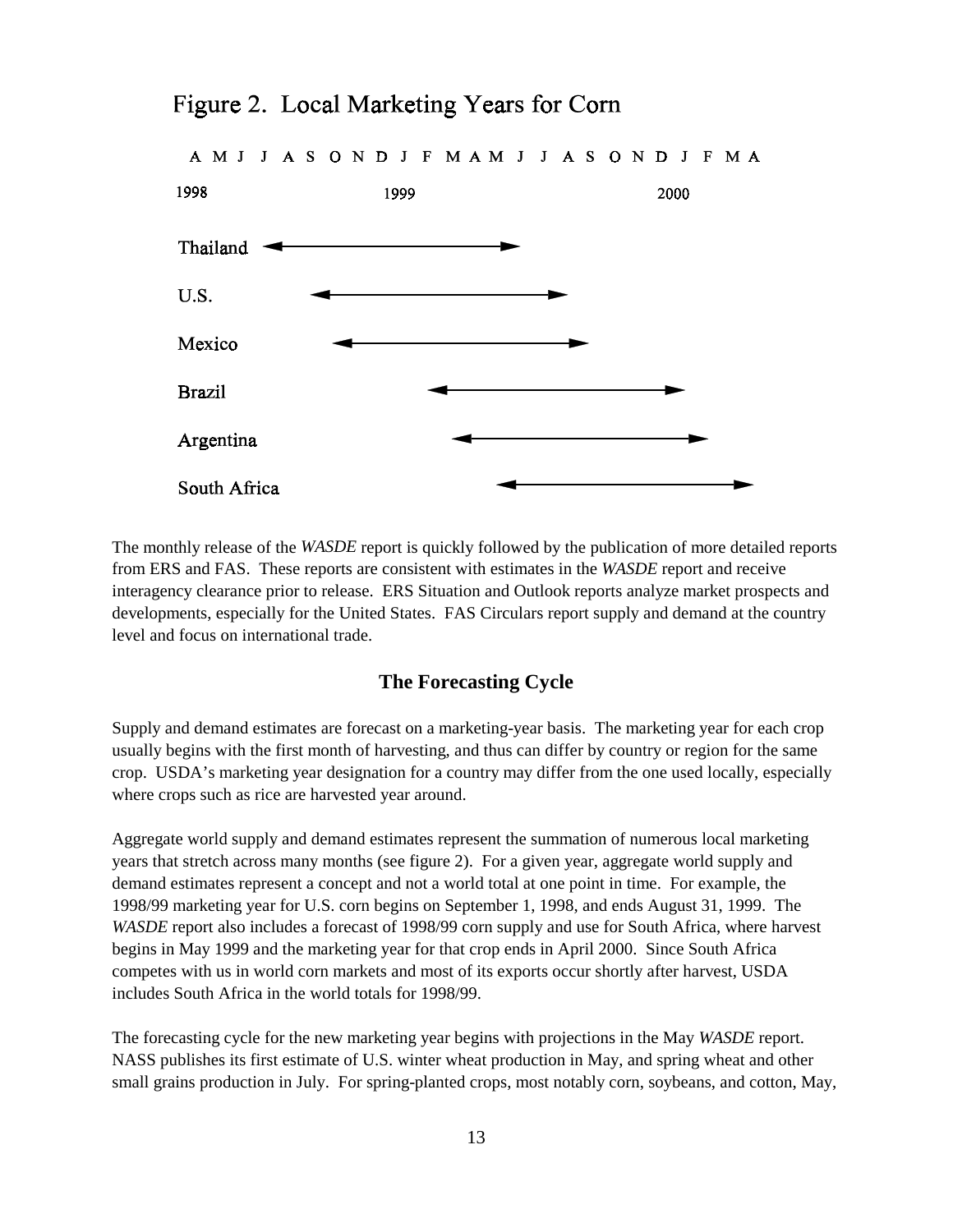Figure 2. Local Marketing Years for Corn

A M J J A S O N D J F M A M J J A S O N D J F M A

1998 1999 2000

Thailand

U.S.

Mexico

Brazil

Argentina

South Africa

The monthly release of the *WASDE* report is quickly followed by the publication of more detailed reports from ERS and FAS. These reports are consistent with estimates in the *WASDE* report and receive interagency clearance prior to release. ERS Situation and Outlook reports analyze market prospects and developments, especially for the United States. FAS Circulars report supply and demand at the country level and focus on international trade.

## The Forecasting Cycle

Supply and demand estimates are forecast on a marketing-year basis. The marketing year for each crop usually begins with the first month of harvesting, and thus can differ by country or region for the same crop. USDA's marketing year designation for a country may differ from the one used locally, especially where crops such as rice are harvested year around.

Aggregate world supply and demand estimates represent the summation of numerous local marketing years that stretch across many months (see figure 2). For a given year, aggregate world supply and demand estimates represent a concept and not a world total at one point in time. For example, the 1998/99 marketing year for U.S. corn begins on September 1, 1998, and ends August 31, 1999. The *WASDE* report also includes a forecast of 1998/99 corn supply and use for South Africa, where harvest begins in May 1999 and the marketing year for that crop ends in April 2000. Since South Africa competes with us in world corn markets and most of its exports occur shortly after harvest, USDA includes South Africa in the world totals for 1998/99.

The forecasting cycle for the new marketing year begins with projections in the May *WASDE* report. NASS publishes its first estimate of U.S. winter wheat production in May, and spring wheat and other small grains production in July. For spring-planted crops, most notably corn, soybeans, and cotton, May,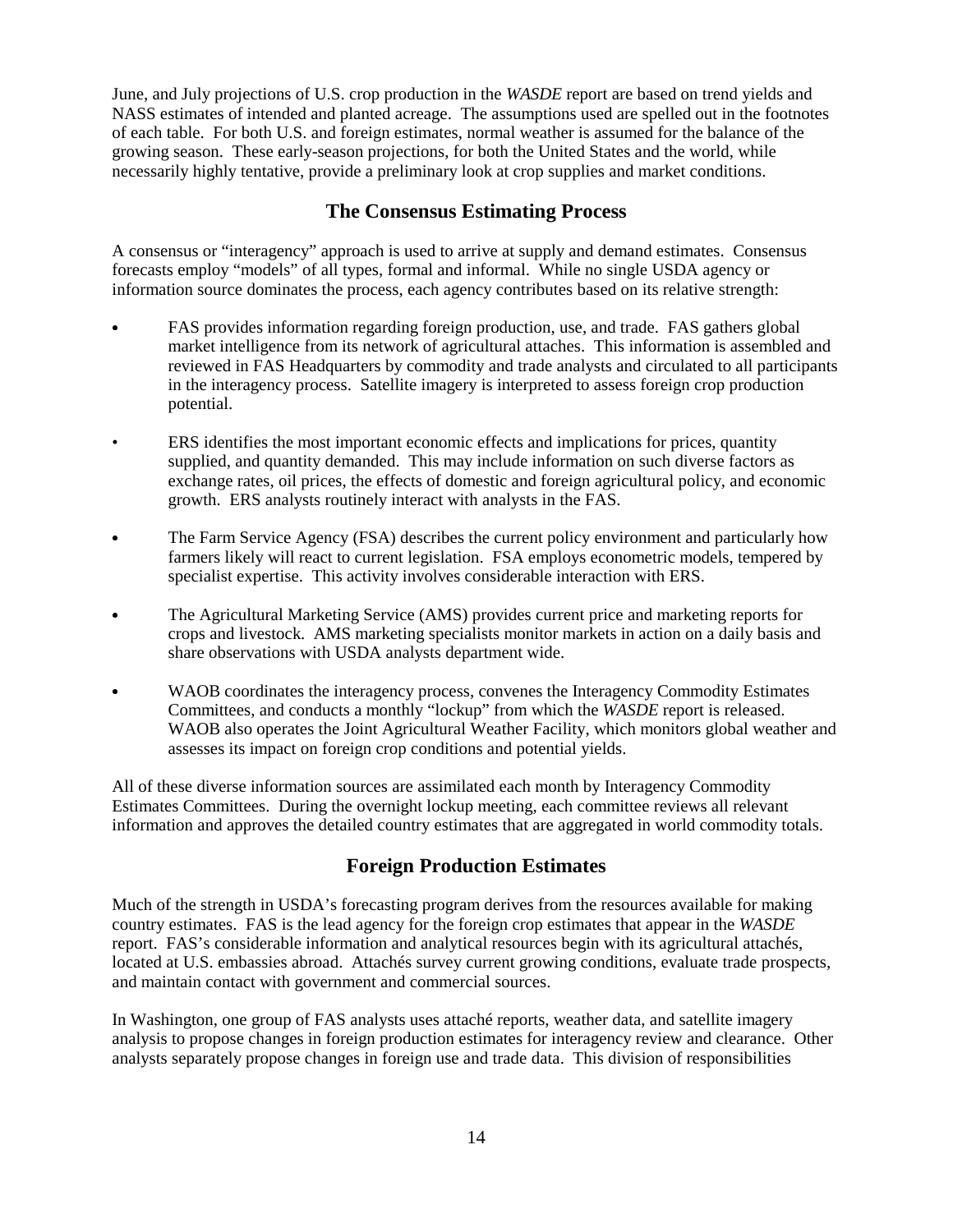June, and July projections of U.S. crop production in the *WASDE* report are based on trend yields and NASS estimates of intended and planted acreage. The assumptions used are spelled out in the footnotes of each table. For both U.S. and foreign estimates, normal weather is assumed for the balance of the growing season. These early-season projections, for both the United States and the world, while necessarily highly tentative, provide a preliminary look at crop supplies and market conditions.

## The Consensus Estimating Process

A consensus or "interagency" approach is used to arrive at supply and demand estimates. Consensus forecasts employ "models" of all types, formal and informal. While no single USDA agency or information source dominates the process, each agency contributes based on its relative strength:

- FAS provides information regarding foreign production, use, and trade. FAS gathers global market intelligence from its network of agricultural attaches. This information is assembled and reviewed in FAS Headquarters by commodity and trade analysts and circulated to all participants in the interagency process. Satellite imagery is interpreted to assess foreign crop production potential.

- ERS identifies the most important economic effects and implications for prices, quantity supplied, and quantity demanded. This may include information on such diverse factors as exchange rates, oil prices, the effects of domestic and foreign agricultural policy, and economic growth. ERS analysts routinely interact with analysts in the FAS.

- The Farm Service Agency (FSA) describes the current policy environment and particularly how farmers likely will react to current legislation. FSA employs econometric models, tempered by specialist expertise. This activity involves considerable interaction with ERS.

- The Agricultural Marketing Service (AMS) provides current price and marketing reports for crops and livestock. AMS marketing specialists monitor markets in action on a daily basis and share observations with USDA analysts department wide.

- WAOB coordinates the interagency process, convenes the Interagency Commodity Estimates Committees, and conducts a monthly "lockup" from which the *WASDE* report is released. WAOB also operates the Joint Agricultural Weather Facility, which monitors global weather and assesses its impact on foreign crop conditions and potential yields.

All of these diverse information sources are assimilated each month by Interagency Commodity Estimates Committees. During the overnight lockup meeting, each committee reviews all relevant information and approves the detailed country estimates that are aggregated in world commodity totals.

## Foreign Production Estimates

Much of the strength in USDA's forecasting program derives from the resources available for making country estimates. FAS is the lead agency for the foreign crop estimates that appear in the *WASDE* report. FAS's considerable information and analytical resources begin with its agricultural attachés, located at U.S. embassies abroad. Attachés survey current growing conditions, evaluate trade prospects, and maintain contact with government and commercial sources.

In Washington, one group of FAS analysts uses attaché reports, weather data, and satellite imagery analysis to propose changes in foreign production estimates for interagency review and clearance. Other analysts separately propose changes in foreign use and trade data. This division of responsibilities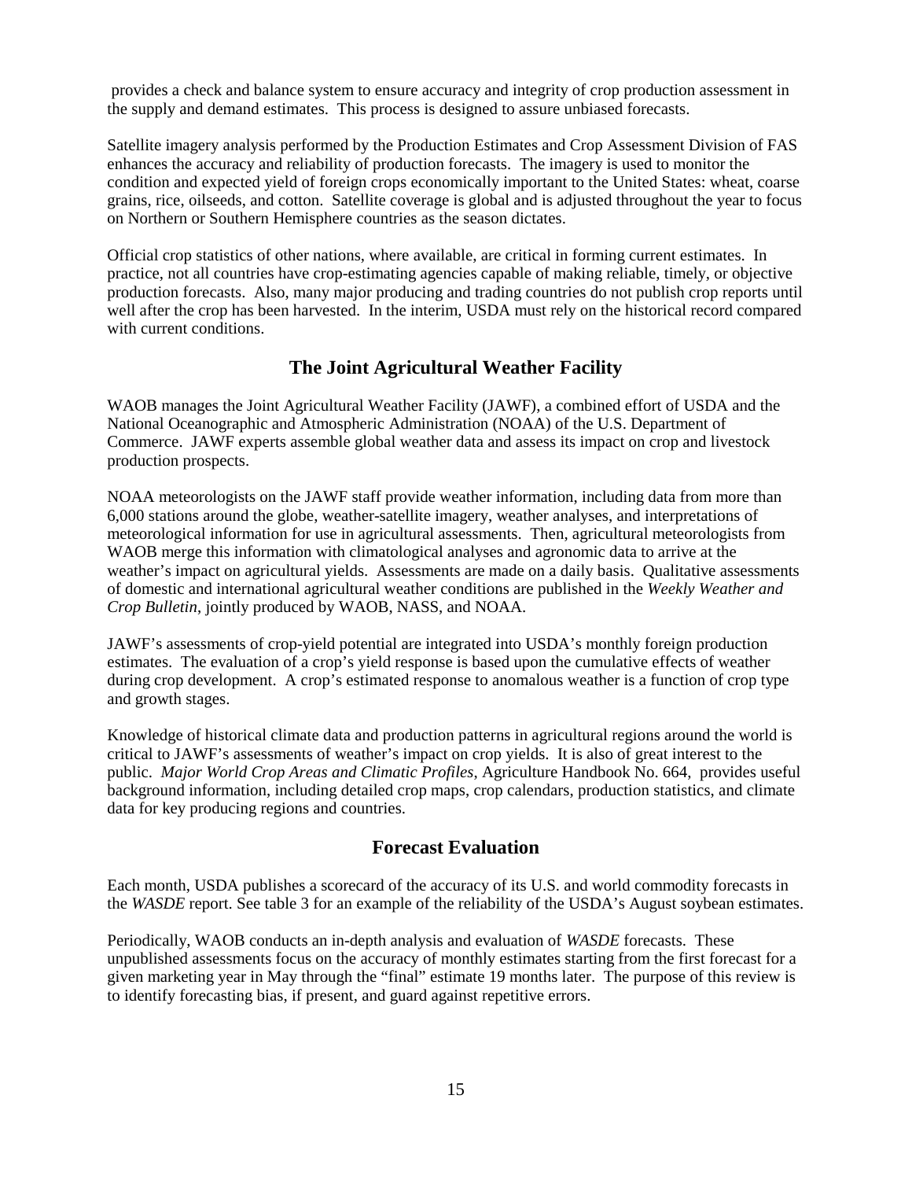provides a check and balance system to ensure accuracy and integrity of crop production assessment in the supply and demand estimates. This process is designed to assure unbiased forecasts.

Satellite imagery analysis performed by the Production Estimates and Crop Assessment Division of FAS enhances the accuracy and reliability of production forecasts. The imagery is used to monitor the condition and expected yield of foreign crops economically important to the United States: wheat, coarse grains, rice, oilseeds, and cotton. Satellite coverage is global and is adjusted throughout the year to focus on Northern or Southern Hemisphere countries as the season dictates.

Official crop statistics of other nations, where available, are critical in forming current estimates. In practice, not all countries have crop-estimating agencies capable of making reliable, timely, or objective production forecasts. Also, many major producing and trading countries do not publish crop reports until well after the crop has been harvested. In the interim, USDA must rely on the historical record compared with current conditions.

## The Joint Agricultural Weather Facility

WAOB manages the Joint Agricultural Weather Facility (JAWF), a combined effort of USDA and the National Oceanographic and Atmospheric Administration (NOAA) of the U.S. Department of Commerce. JAWF experts assemble global weather data and assess its impact on crop and livestock production prospects.

NOAA meteorologists on the JAWF staff provide weather information, including data from more than 6,000 stations around the globe, weather-satellite imagery, weather analyses, and interpretations of meteorological information for use in agricultural assessments. Then, agricultural meteorologists from WAOB merge this information with climatological analyses and agronomic data to arrive at the weather's impact on agricultural yields. Assessments are made on a daily basis. Qualitative assessments of domestic and international agricultural weather conditions are published in the *Weekly Weather and Crop Bulletin*, jointly produced by WAOB, NASS, and NOAA.

JAWF's assessments of crop-yield potential are integrated into USDA's monthly foreign production estimates. The evaluation of a crop's yield response is based upon the cumulative effects of weather during crop development. A crop's estimated response to anomalous weather is a function of crop type and growth stages.

Knowledge of historical climate data and production patterns in agricultural regions around the world is critical to JAWF's assessments of weather's impact on crop yields. It is also of great interest to the public. *Major World Crop Areas and Climatic Profiles*, Agriculture Handbook No. 664, provides useful background information, including detailed crop maps, crop calendars, production statistics, and climate data for key producing regions and countries.

## Forecast Evaluation

Each month, USDA publishes a scorecard of the accuracy of its U.S. and world commodity forecasts in the *WASDE* report. See table 3 for an example of the reliability of the USDA's August soybean estimates.

Periodically, WAOB conducts an in-depth analysis and evaluation of *WASDE* forecasts. These unpublished assessments focus on the accuracy of monthly estimates starting from the first forecast for a given marketing year in May through the "final" estimate 19 months later. The purpose of this review is to identify forecasting bias, if present, and guard against repetitive errors.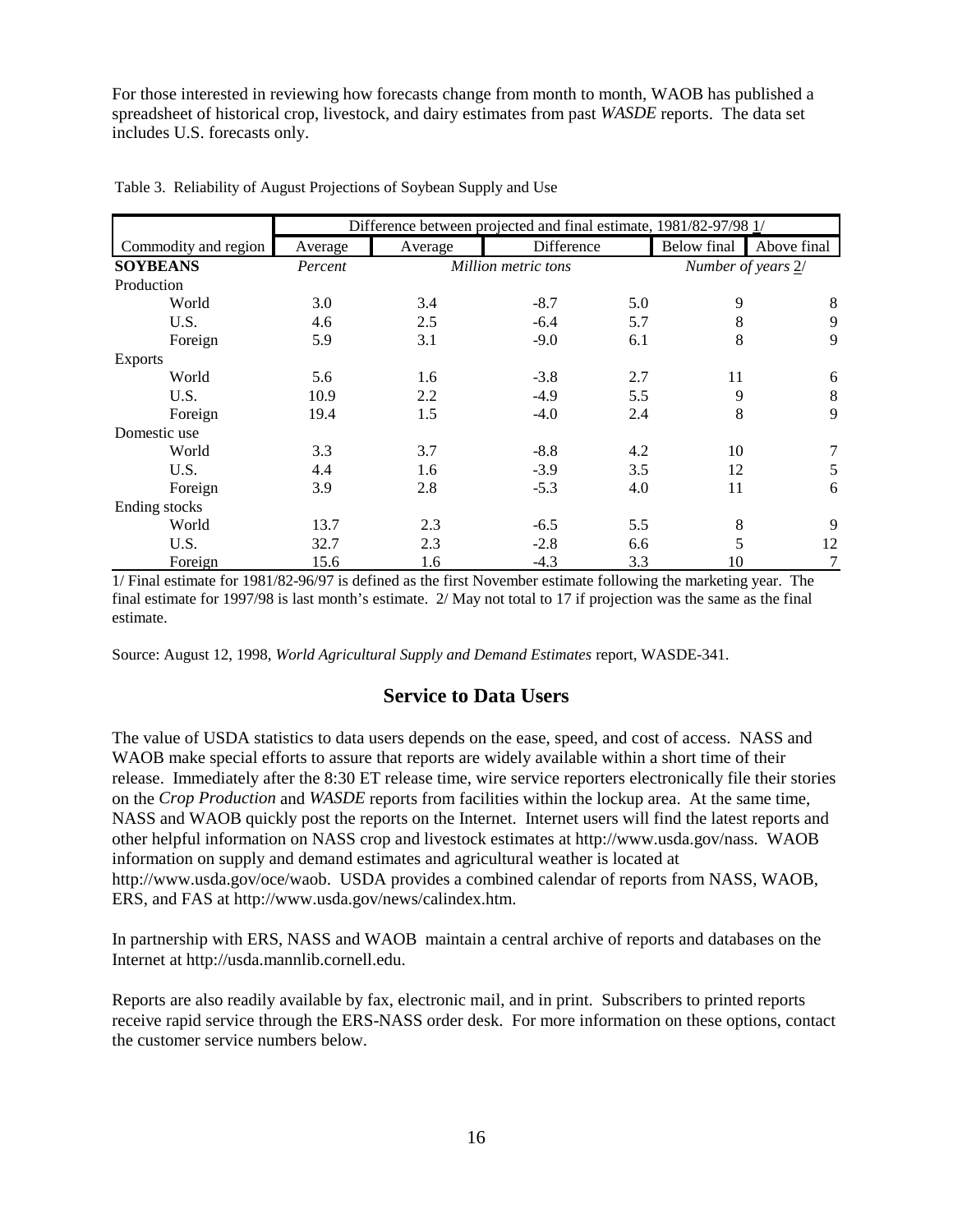For those interested in reviewing how forecasts change from month to month, WAOB has published a spreadsheet of historical crop, livestock, and dairy estimates from past *WASDE* reports. The data set includes U.S. forecasts only.

Table 3. Reliability of August Projections of Soybean Supply and Use

| | Difference between projected and final estimate, 1981/82-97/98 1/ | | | | | |
|---|---|---|---|---|---|---|
| Commodity and region | Average | Average | Difference | | Below final | Above final |
| **SOYBEANS** | *Percent* | *Million metric tons* | | | *Number of years 2/* | |
| Production | | | | | | |
| World | 3.0 | 3.4 | -8.7 | 5.0 | 9 | 8 |
| U.S. | 4.6 | 2.5 | -6.4 | 5.7 | 8 | 9 |
| Foreign | 5.9 | 3.1 | -9.0 | 6.1 | 8 | 9 |
| Exports | | | | | | |
| World | 5.6 | 1.6 | -3.8 | 2.7 | 11 | 6 |
| U.S. | 10.9 | 2.2 | -4.9 | 5.5 | 9 | 8 |
| Foreign | 19.4 | 1.5 | -4.0 | 2.4 | 8 | 9 |
| Domestic use | | | | | | |
| World | 3.3 | 3.7 | -8.8 | 4.2 | 10 | 7 |
| U.S. | 4.4 | 1.6 | -3.9 | 3.5 | 12 | 5 |
| Foreign | 3.9 | 2.8 | -5.3 | 4.0 | 11 | 6 |
| Ending stocks | | | | | | |
| World | 13.7 | 2.3 | -6.5 | 5.5 | 8 | 9 |
| U.S. | 32.7 | 2.3 | -2.8 | 6.6 | 5 | 12 |
| Foreign | 15.6 | 1.6 | -4.3 | 3.3 | 10 | 7 |

1/ Final estimate for 1981/82-96/97 is defined as the first November estimate following the marketing year. The final estimate for 1997/98 is last month's estimate. 2/ May not total to 17 if projection was the same as the final estimate.

Source: August 12, 1998, *World Agricultural Supply and Demand Estimates* report, WASDE-341.

## Service to Data Users

The value of USDA statistics to data users depends on the ease, speed, and cost of access. NASS and WAOB make special efforts to assure that reports are widely available within a short time of their release. Immediately after the 8:30 ET release time, wire service reporters electronically file their stories on the *Crop Production* and *WASDE* reports from facilities within the lockup area. At the same time, NASS and WAOB quickly post the reports on the Internet. Internet users will find the latest reports and other helpful information on NASS crop and livestock estimates at http://www.usda.gov/nass. WAOB information on supply and demand estimates and agricultural weather is located at http://www.usda.gov/oce/waob. USDA provides a combined calendar of reports from NASS, WAOB, ERS, and FAS at http://www.usda.gov/news/calindex.htm.

In partnership with ERS, NASS and WAOB maintain a central archive of reports and databases on the Internet at http://usda.mannlib.cornell.edu.

Reports are also readily available by fax, electronic mail, and in print. Subscribers to printed reports receive rapid service through the ERS-NASS order desk. For more information on these options, contact the customer service numbers below.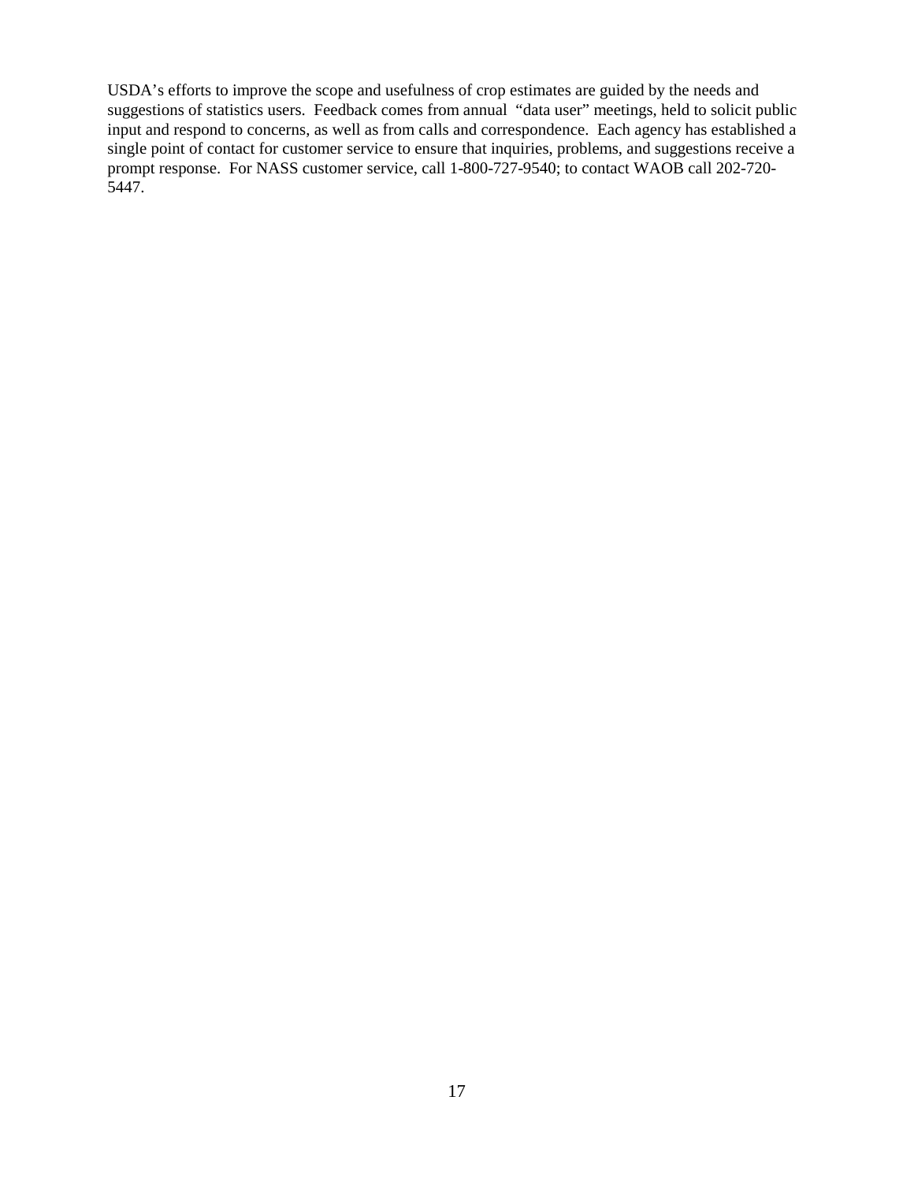USDA's efforts to improve the scope and usefulness of crop estimates are guided by the needs and suggestions of statistics users. Feedback comes from annual "data user" meetings, held to solicit public input and respond to concerns, as well as from calls and correspondence. Each agency has established a single point of contact for customer service to ensure that inquiries, problems, and suggestions receive a prompt response. For NASS customer service, call 1-800-727-9540; to contact WAOB call 202-720-5447.